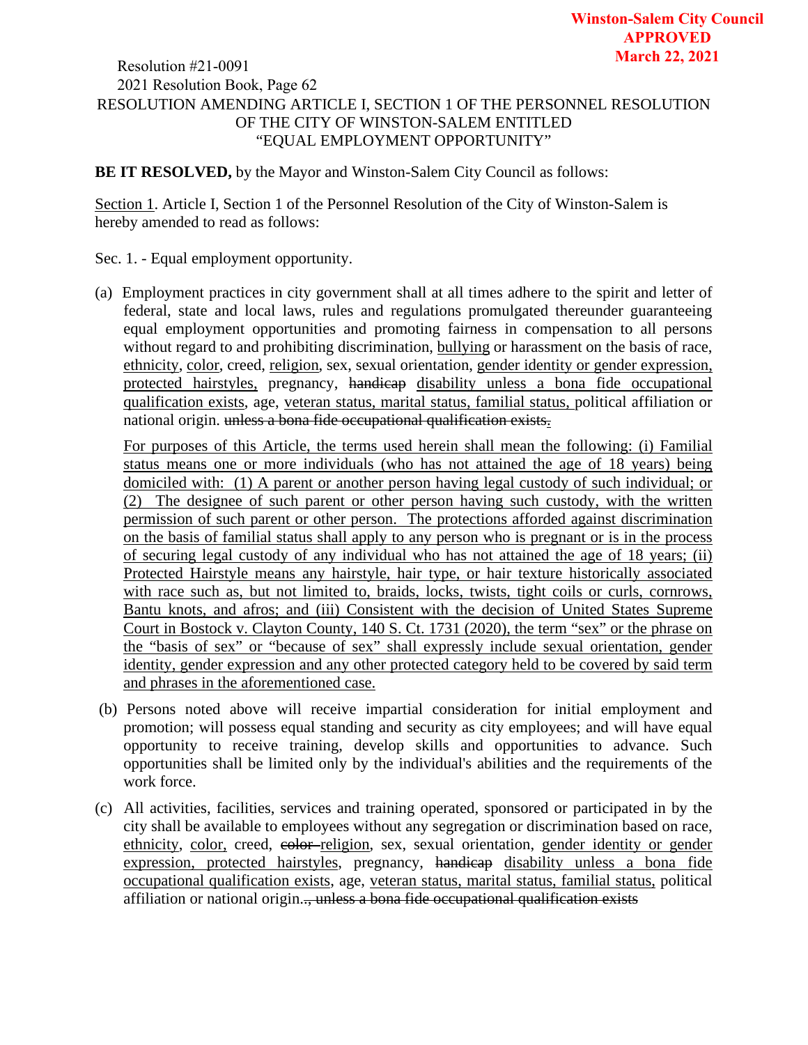Winston-Salem City Council
APPROVED
March 22, 2021

Resolution #21-0091
2021 Resolution Book, Page 62

RESOLUTION AMENDING ARTICLE I, SECTION 1 OF THE PERSONNEL RESOLUTION OF THE CITY OF WINSTON-SALEM ENTITLED "EQUAL EMPLOYMENT OPPORTUNITY"

**BE IT RESOLVED,** by the Mayor and Winston-Salem City Council as follows:

<u>Section 1</u>. Article I, Section 1 of the Personnel Resolution of the City of Winston-Salem is hereby amended to read as follows:

Sec. 1. - Equal employment opportunity.

(a) Employment practices in city government shall at all times adhere to the spirit and letter of federal, state and local laws, rules and regulations promulgated thereunder guaranteeing equal employment opportunities and promoting fairness in compensation to all persons without regard to and prohibiting discrimination, <u>bullying</u> or harassment on the basis of race, <u>ethnicity</u>, <u>color</u>, creed, <u>religion</u>, sex, sexual orientation, <u>gender identity or gender expression, protected hairstyles,</u> pregnancy, ~~handicap~~ <u>disability unless a bona fide occupational qualification exists</u>, age, <u>veteran status, marital status, familial status,</u> political affiliation or national origin. ~~unless a bona fide occupational qualification exists.~~

<u>For purposes of this Article, the terms used herein shall mean the following: (i) Familial status means one or more individuals (who has not attained the age of 18 years) being domiciled with: (1) A parent or another person having legal custody of such individual; or (2) The designee of such parent or other person having such custody, with the written permission of such parent or other person. The protections afforded against discrimination on the basis of familial status shall apply to any person who is pregnant or is in the process of securing legal custody of any individual who has not attained the age of 18 years; (ii) Protected Hairstyle means any hairstyle, hair type, or hair texture historically associated with race such as, but not limited to, braids, locks, twists, tight coils or curls, cornrows, Bantu knots, and afros; and (iii) Consistent with the decision of United States Supreme Court in Bostock v. Clayton County, 140 S. Ct. 1731 (2020), the term "sex" or the phrase on the "basis of sex" or "because of sex" shall expressly include sexual orientation, gender identity, gender expression and any other protected category held to be covered by said term and phrases in the aforementioned case.</u>

(b) Persons noted above will receive impartial consideration for initial employment and promotion; will possess equal standing and security as city employees; and will have equal opportunity to receive training, develop skills and opportunities to advance. Such opportunities shall be limited only by the individual's abilities and the requirements of the work force.

(c) All activities, facilities, services and training operated, sponsored or participated in by the city shall be available to employees without any segregation or discrimination based on race, <u>ethnicity</u>, <u>color,</u> creed, ~~color~~ <u>religion</u>, sex, sexual orientation, <u>gender identity or gender expression, protected hairstyles</u>, pregnancy, ~~handicap~~ <u>disability unless a bona fide occupational qualification exists</u>, age, <u>veteran status, marital status, familial status,</u> political affiliation or national origin.~~, unless a bona fide occupational qualification exists~~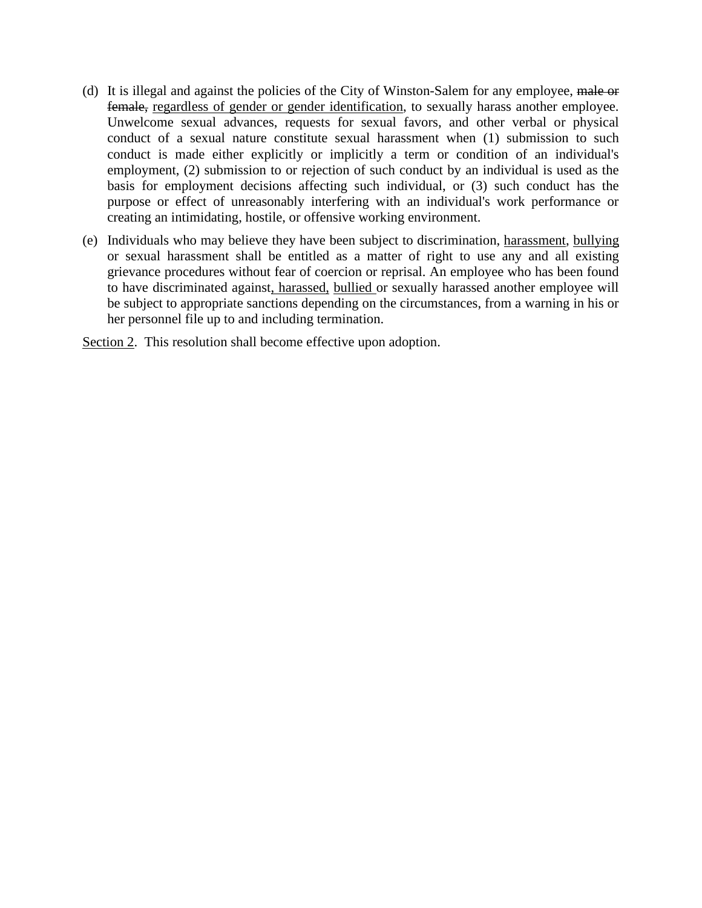(d) It is illegal and against the policies of the City of Winston-Salem for any employee, ~~male or female,~~ <u>regardless of gender or gender identification</u>, to sexually harass another employee. Unwelcome sexual advances, requests for sexual favors, and other verbal or physical conduct of a sexual nature constitute sexual harassment when (1) submission to such conduct is made either explicitly or implicitly a term or condition of an individual's employment, (2) submission to or rejection of such conduct by an individual is used as the basis for employment decisions affecting such individual, or (3) such conduct has the purpose or effect of unreasonably interfering with an individual's work performance or creating an intimidating, hostile, or offensive working environment.

(e) Individuals who may believe they have been subject to discrimination, <u>harassment</u>, <u>bullying</u> or sexual harassment shall be entitled as a matter of right to use any and all existing grievance procedures without fear of coercion or reprisal. An employee who has been found to have discriminated against<u>, harassed,</u> <u>bullied</u> or sexually harassed another employee will be subject to appropriate sanctions depending on the circumstances, from a warning in his or her personnel file up to and including termination.

<u>Section 2</u>. This resolution shall become effective upon adoption.